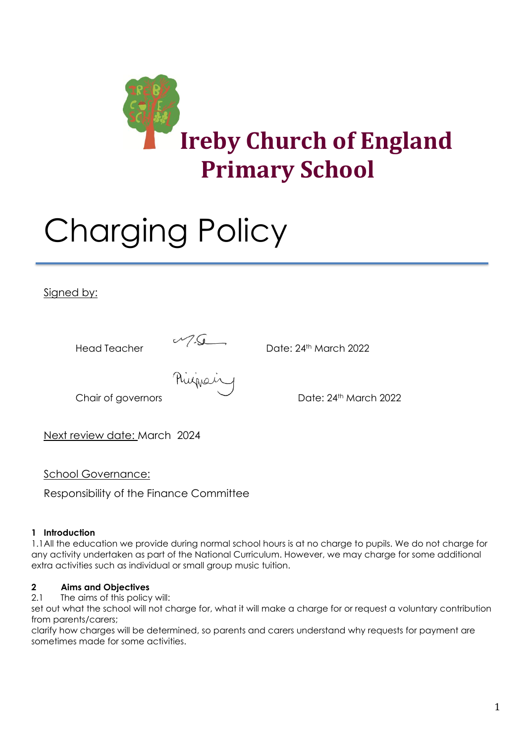# Ireby Church of England Primary School

# Charging Policy

Signed by:

Head Teacher Date: 24th March 2022

Chair of governors Date: 24th March 2022

Next review date: March 2024

School Governance:

Responsibility of the Finance Committee

## 1 Introduction

1.1 All the education we provide during normal school hours is at no charge to pupils. We do not charge for any activity undertaken as part of the National Curriculum. However, we may charge for some additional extra activities such as individual or small group music tuition.

## 2 Aims and Objectives

2.1 The aims of this policy will:

set out what the school will not charge for, what it will make a charge for or request a voluntary contribution from parents/carers;

clarify how charges will be determined, so parents and carers understand why requests for payment are sometimes made for some activities.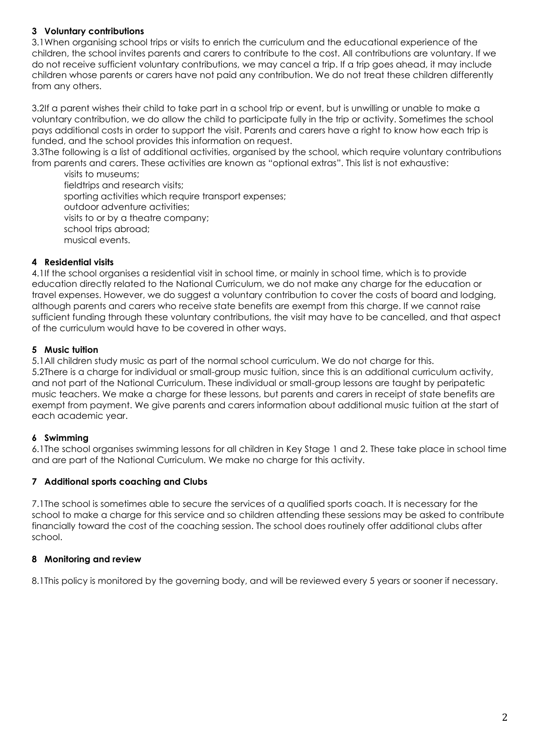## 3 Voluntary contributions

3.1When organising school trips or visits to enrich the curriculum and the educational experience of the children, the school invites parents and carers to contribute to the cost. All contributions are voluntary. If we do not receive sufficient voluntary contributions, we may cancel a trip. If a trip goes ahead, it may include children whose parents or carers have not paid any contribution. We do not treat these children differently from any others.

3.2If a parent wishes their child to take part in a school trip or event, but is unwilling or unable to make a voluntary contribution, we do allow the child to participate fully in the trip or activity. Sometimes the school pays additional costs in order to support the visit. Parents and carers have a right to know how each trip is funded, and the school provides this information on request.

3.3The following is a list of additional activities, organised by the school, which require voluntary contributions from parents and carers. These activities are known as "optional extras". This list is not exhaustive:

- visits to museums;
- fieldtrips and research visits;
- sporting activities which require transport expenses;
- outdoor adventure activities;
- visits to or by a theatre company;
- school trips abroad;
- musical events.

## 4 Residential visits

4.1If the school organises a residential visit in school time, or mainly in school time, which is to provide education directly related to the National Curriculum, we do not make any charge for the education or travel expenses. However, we do suggest a voluntary contribution to cover the costs of board and lodging, although parents and carers who receive state benefits are exempt from this charge. If we cannot raise sufficient funding through these voluntary contributions, the visit may have to be cancelled, and that aspect of the curriculum would have to be covered in other ways.

## 5 Music tuition

5.1All children study music as part of the normal school curriculum. We do not charge for this.

5.2There is a charge for individual or small-group music tuition, since this is an additional curriculum activity, and not part of the National Curriculum. These individual or small-group lessons are taught by peripatetic music teachers. We make a charge for these lessons, but parents and carers in receipt of state benefits are exempt from payment. We give parents and carers information about additional music tuition at the start of each academic year.

## 6 Swimming

6.1The school organises swimming lessons for all children in Key Stage 1 and 2. These take place in school time and are part of the National Curriculum. We make no charge for this activity.

## 7 Additional sports coaching and Clubs

7.1The school is sometimes able to secure the services of a qualified sports coach. It is necessary for the school to make a charge for this service and so children attending these sessions may be asked to contribute financially toward the cost of the coaching session. The school does routinely offer additional clubs after school.

## 8 Monitoring and review

8.1This policy is monitored by the governing body, and will be reviewed every 5 years or sooner if necessary.